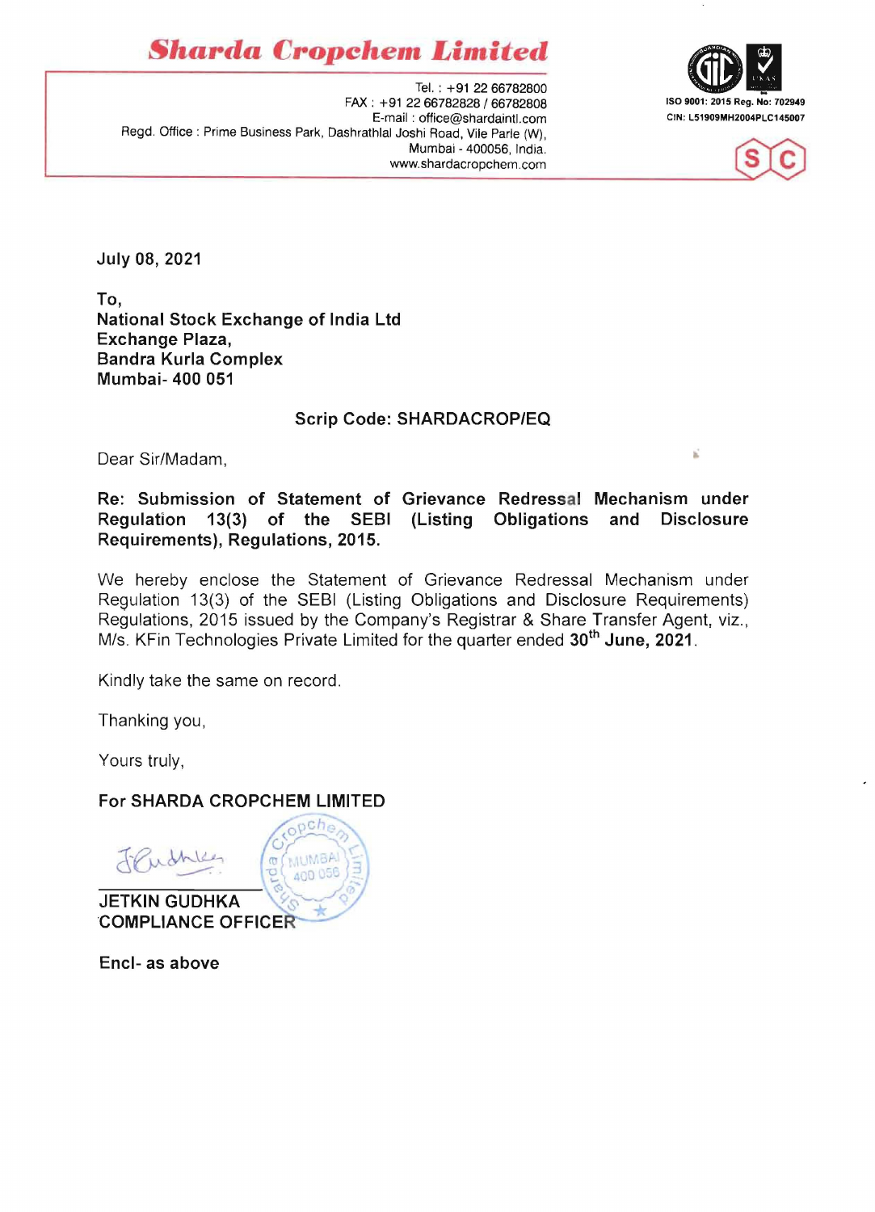# Sharda Cropchem Limited

Tel. : +91 22 66782800
FAX : +91 22 66782828 / 66782808
E-mail : office@shardaintl.com
Regd. Office : Prime Business Park, Dashrathlal Joshi Road, Vile Parle (W), Mumbai - 400056, India.
www.shardacropchem.com

ISO 9001: 2015 Reg. No: 702949
CIN: L51909MH2004PLC145007

July 08, 2021

To,
**National Stock Exchange of India Ltd**
**Exchange Plaza,**
**Bandra Kurla Complex**
**Mumbai- 400 051**

**Scrip Code: SHARDACROP/EQ**

Dear Sir/Madam,

**Re: Submission of Statement of Grievance Redressal Mechanism under Regulation 13(3) of the SEBI (Listing Obligations and Disclosure Requirements), Regulations, 2015.**

We hereby enclose the Statement of Grievance Redressal Mechanism under Regulation 13(3) of the SEBI (Listing Obligations and Disclosure Requirements) Regulations, 2015 issued by the Company's Registrar & Share Transfer Agent, viz., M/s. KFin Technologies Private Limited for the quarter ended **30th June, 2021**.

Kindly take the same on record.

Thanking you,

Yours truly,

**For SHARDA CROPCHEM LIMITED**

**JETKIN GUDHKA**
**COMPLIANCE OFFICER**

**Encl- as above**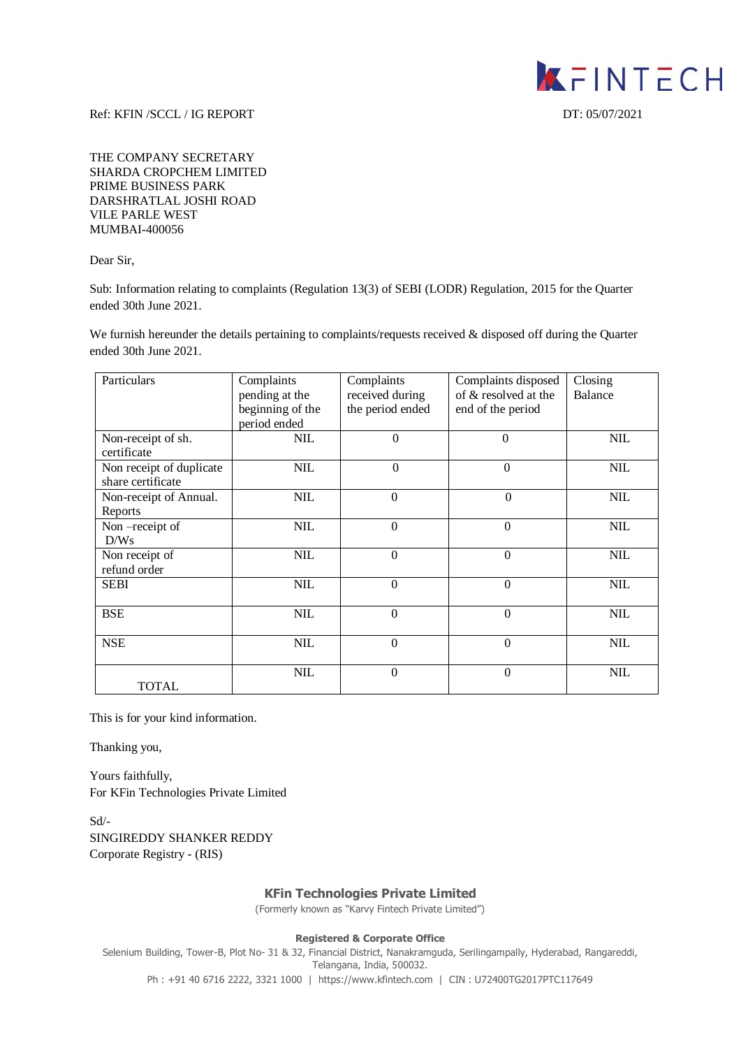Ref: KFIN /SCCL / IG REPORT

DT: 05/07/2021

THE COMPANY SECRETARY
SHARDA CROPCHEM LIMITED
PRIME BUSINESS PARK
DARSHRATLAL JOSHI ROAD
VILE PARLE WEST
MUMBAI-400056

Dear Sir,

Sub: Information relating to complaints (Regulation 13(3) of SEBI (LODR) Regulation, 2015 for the Quarter ended 30th June 2021.

We furnish hereunder the details pertaining to complaints/requests received & disposed off during the Quarter ended 30th June 2021.

| Particulars | Complaints pending at the beginning of the period ended | Complaints received during the period ended | Complaints disposed of & resolved at the end of the period | Closing Balance |
|---|---|---|---|---|
| Non-receipt of sh. certificate | NIL | 0 | 0 | NIL |
| Non receipt of duplicate share certificate | NIL | 0 | 0 | NIL |
| Non-receipt of Annual. Reports | NIL | 0 | 0 | NIL |
| Non –receipt of D/Ws | NIL | 0 | 0 | NIL |
| Non receipt of refund order | NIL | 0 | 0 | NIL |
| SEBI | NIL | 0 | 0 | NIL |
| BSE | NIL | 0 | 0 | NIL |
| NSE | NIL | 0 | 0 | NIL |
| TOTAL | NIL | 0 | 0 | NIL |

This is for your kind information.

Thanking you,

Yours faithfully,
For KFin Technologies Private Limited

Sd/-
SINGIREDDY SHANKER REDDY
Corporate Registry - (RIS)

**KFin Technologies Private Limited**
(Formerly known as "Karvy Fintech Private Limited")

**Registered & Corporate Office**
Selenium Building, Tower-B, Plot No- 31 & 32, Financial District, Nanakramguda, Serilingampally, Hyderabad, Rangareddi, Telangana, India, 500032.
Ph : +91 40 6716 2222, 3321 1000 | https://www.kfintech.com | CIN : U72400TG2017PTC117649